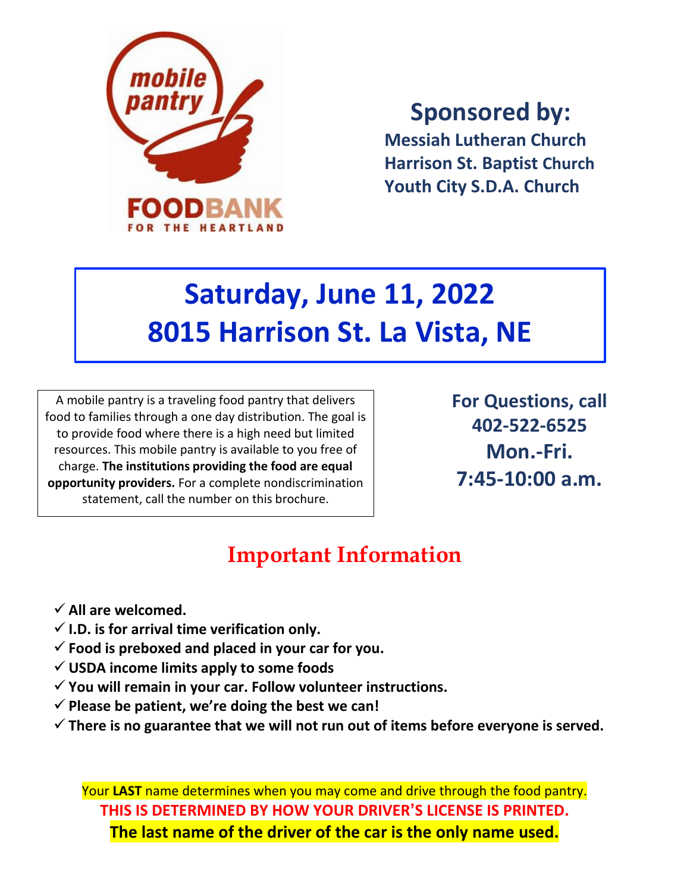mobile pantry

FOODBANK FOR THE HEARTLAND

## Sponsored by:

**Messiah Lutheran Church**
**Harrison St. Baptist Church**
**Youth City S.D.A. Church**

# Saturday, June 11, 2022
# 8015 Harrison St. La Vista, NE

A mobile pantry is a traveling food pantry that delivers food to families through a one day distribution. The goal is to provide food where there is a high need but limited resources. This mobile pantry is available to you free of charge. **The institutions providing the food are equal opportunity providers.** For a complete nondiscrimination statement, call the number on this brochure.

**For Questions, call**
**402-522-6525**
**Mon.-Fri.**
**7:45-10:00 a.m.**

## Important Information

- ✓ **All are welcomed.**
- ✓ **I.D. is for arrival time verification only.**
- ✓ **Food is preboxed and placed in your car for you.**
- ✓ **USDA income limits apply to some foods**
- ✓ **You will remain in your car. Follow volunteer instructions.**
- ✓ **Please be patient, we're doing the best we can!**
- ✓ **There is no guarantee that we will not run out of items before everyone is served.**

Your **LAST** name determines when you may come and drive through the food pantry.

**THIS IS DETERMINED BY HOW YOUR DRIVER'S LICENSE IS PRINTED.**

**The last name of the driver of the car is the only name used.**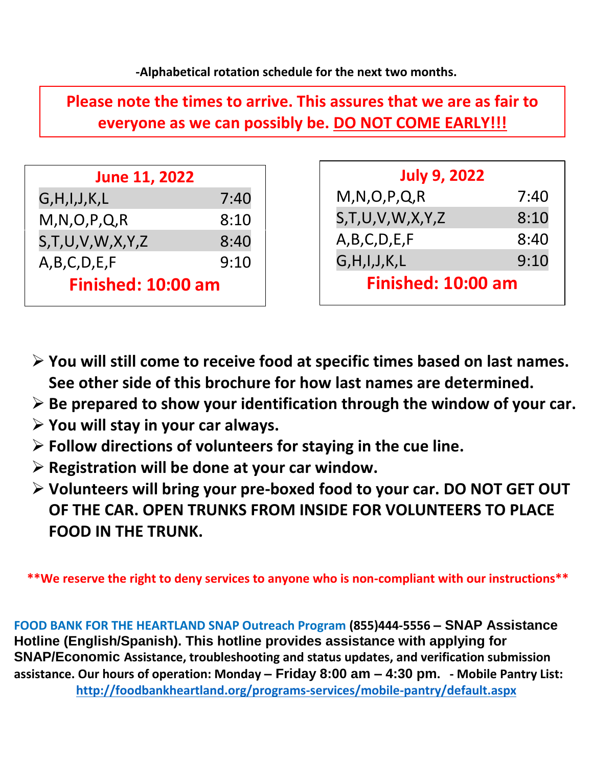**-Alphabetical rotation schedule for the next two months.**

**Please note the times to arrive. This assures that we are as fair to everyone as we can possibly be. DO NOT COME EARLY!!!**

| June 11, 2022 | |
|---|---|
| G,H,I,J,K,L | 7:40 |
| M,N,O,P,Q,R | 8:10 |
| S,T,U,V,W,X,Y,Z | 8:40 |
| A,B,C,D,E,F | 9:10 |
| **Finished: 10:00 am** | |

| July 9, 2022 | |
|---|---|
| M,N,O,P,Q,R | 7:40 |
| S,T,U,V,W,X,Y,Z | 8:10 |
| A,B,C,D,E,F | 8:40 |
| G,H,I,J,K,L | 9:10 |
| **Finished: 10:00 am** | |

- **You will still come to receive food at specific times based on last names. See other side of this brochure for how last names are determined.**
- **Be prepared to show your identification through the window of your car.**
- **You will stay in your car always.**
- **Follow directions of volunteers for staying in the cue line.**
- **Registration will be done at your car window.**
- **Volunteers will bring your pre-boxed food to your car. DO NOT GET OUT OF THE CAR. OPEN TRUNKS FROM INSIDE FOR VOLUNTEERS TO PLACE FOOD IN THE TRUNK.**

**\*\*We reserve the right to deny services to anyone who is non-compliant with our instructions\*\***

**FOOD BANK FOR THE HEARTLAND SNAP Outreach Program (855)444-5556 – SNAP Assistance Hotline (English/Spanish). This hotline provides assistance with applying for SNAP/Economic Assistance, troubleshooting and status updates, and verification submission assistance. Our hours of operation: Monday – Friday 8:00 am – 4:30 pm. - Mobile Pantry List: http://foodbankheartland.org/programs-services/mobile-pantry/default.aspx**